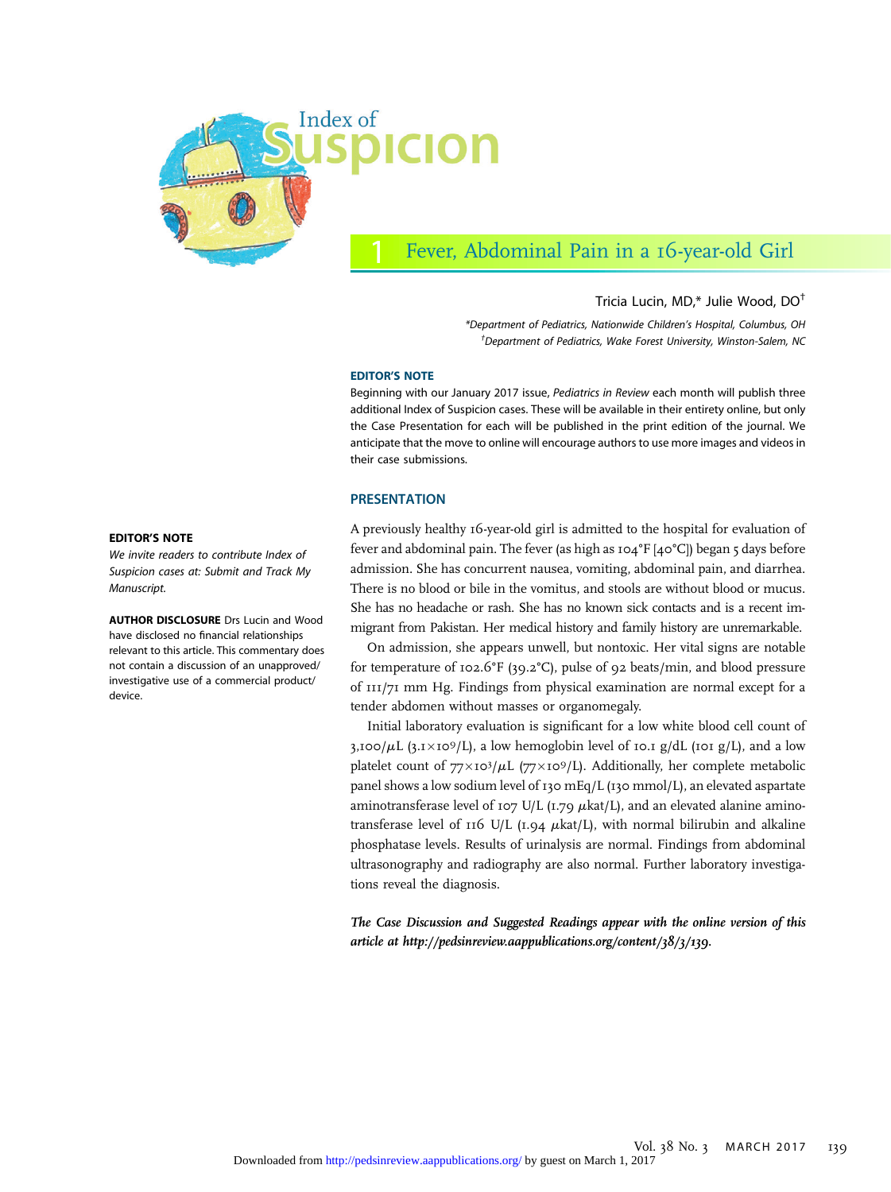# Index of Suspicion

## 1 Fever, Abdominal Pain in a 16-year-old Girl

Tricia Lucin, MD,* Julie Wood, DO[†]

*Department of Pediatrics, Nationwide Children's Hospital, Columbus, OH

[†]Department of Pediatrics, Wake Forest University, Winston-Salem, NC

### EDITOR'S NOTE

Beginning with our January 2017 issue, *Pediatrics in Review* each month will publish three additional Index of Suspicion cases. These will be available in their entirety online, but only the Case Presentation for each will be published in the print edition of the journal. We anticipate that the move to online will encourage authors to use more images and videos in their case submissions.

**EDITOR'S NOTE**

*We invite readers to contribute Index of Suspicion cases at: Submit and Track My Manuscript.*

**AUTHOR DISCLOSURE** Drs Lucin and Wood have disclosed no financial relationships relevant to this article. This commentary does not contain a discussion of an unapproved/investigative use of a commercial product/device.

### PRESENTATION

A previously healthy 16-year-old girl is admitted to the hospital for evaluation of fever and abdominal pain. The fever (as high as 104°F [40°C]) began 5 days before admission. She has concurrent nausea, vomiting, abdominal pain, and diarrhea. There is no blood or bile in the vomitus, and stools are without blood or mucus. She has no headache or rash. She has no known sick contacts and is a recent immigrant from Pakistan. Her medical history and family history are unremarkable.

On admission, she appears unwell, but nontoxic. Her vital signs are notable for temperature of 102.6°F (39.2°C), pulse of 92 beats/min, and blood pressure of 111/71 mm Hg. Findings from physical examination are normal except for a tender abdomen without masses or organomegaly.

Initial laboratory evaluation is significant for a low white blood cell count of $3{,}100/\mu L$ ($3.1 \times 10^9/L$), a low hemoglobin level of 10.1 g/dL (101 g/L), and a low platelet count of $77 \times 10^3/\mu L$ ($77 \times 10^9/L$). Additionally, her complete metabolic panel shows a low sodium level of 130 mEq/L (130 mmol/L), an elevated aspartate aminotransferase level of 107 U/L (1.79 $\mu$kat/L), and an elevated alanine aminotransferase level of 116 U/L (1.94 $\mu$kat/L), with normal bilirubin and alkaline phosphatase levels. Results of urinalysis are normal. Findings from abdominal ultrasonography and radiography are also normal. Further laboratory investigations reveal the diagnosis.

***The Case Discussion and Suggested Readings appear with the online version of this article at http://pedsinreview.aappublications.org/content/38/3/139.***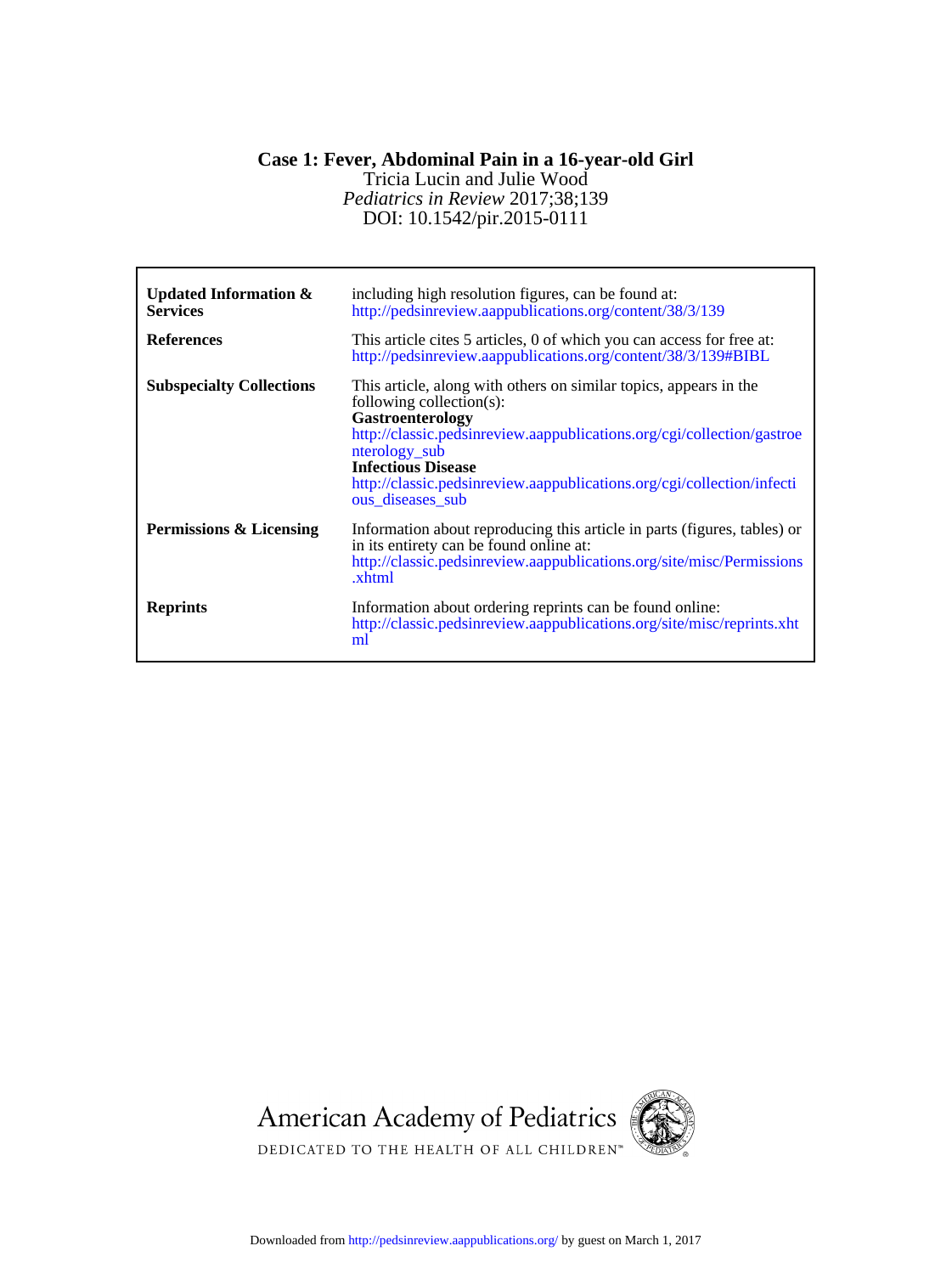# Case 1: Fever, Abdominal Pain in a 16-year-old Girl

Tricia Lucin and Julie Wood

*Pediatrics in Review* 2017;38;139

DOI: 10.1542/pir.2015-0111

| | |
|---|---|
| **Updated Information & Services** | including high resolution figures, can be found at: http://pedsinreview.aappublications.org/content/38/3/139 |
| **References** | This article cites 5 articles, 0 of which you can access for free at: http://pedsinreview.aappublications.org/content/38/3/139#BIBL |
| **Subspecialty Collections** | This article, along with others on similar topics, appears in the following collection(s): **Gastroenterology** http://classic.pedsinreview.aappublications.org/cgi/collection/gastroenterology_sub **Infectious Disease** http://classic.pedsinreview.aappublications.org/cgi/collection/infectious_diseases_sub |
| **Permissions & Licensing** | Information about reproducing this article in parts (figures, tables) or in its entirety can be found online at: http://classic.pedsinreview.aappublications.org/site/misc/Permissions.xhtml |
| **Reprints** | Information about ordering reprints can be found online: http://classic.pedsinreview.aappublications.org/site/misc/reprints.xhtml |

American Academy of Pediatrics

DEDICATED TO THE HEALTH OF ALL CHILDREN™

Downloaded from http://pedsinreview.aappublications.org/ by guest on March 1, 2017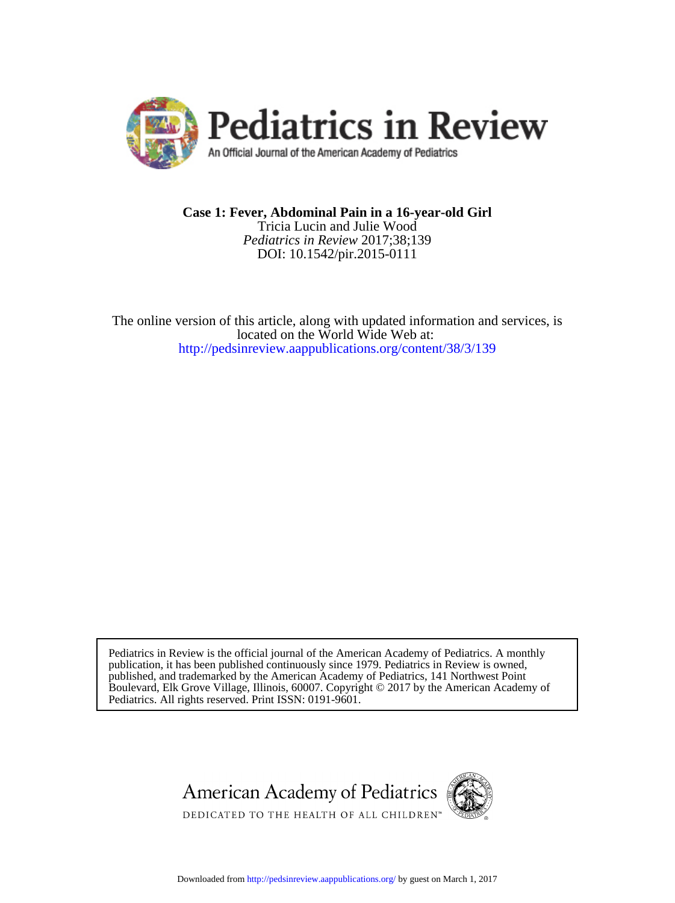# Pediatrics in Review

An Official Journal of the American Academy of Pediatrics

**Case 1: Fever, Abdominal Pain in a 16-year-old Girl**

Tricia Lucin and Julie Wood

*Pediatrics in Review* 2017;38;139

DOI: 10.1542/pir.2015-0111

The online version of this article, along with updated information and services, is located on the World Wide Web at:

http://pedsinreview.aappublications.org/content/38/3/139

Pediatrics in Review is the official journal of the American Academy of Pediatrics. A monthly publication, it has been published continuously since 1979. Pediatrics in Review is owned, published, and trademarked by the American Academy of Pediatrics, 141 Northwest Point Boulevard, Elk Grove Village, Illinois, 60007. Copyright © 2017 by the American Academy of Pediatrics. All rights reserved. Print ISSN: 0191-9601.

American Academy of Pediatrics

DEDICATED TO THE HEALTH OF ALL CHILDREN™

Downloaded from http://pedsinreview.aappublications.org/ by guest on March 1, 2017